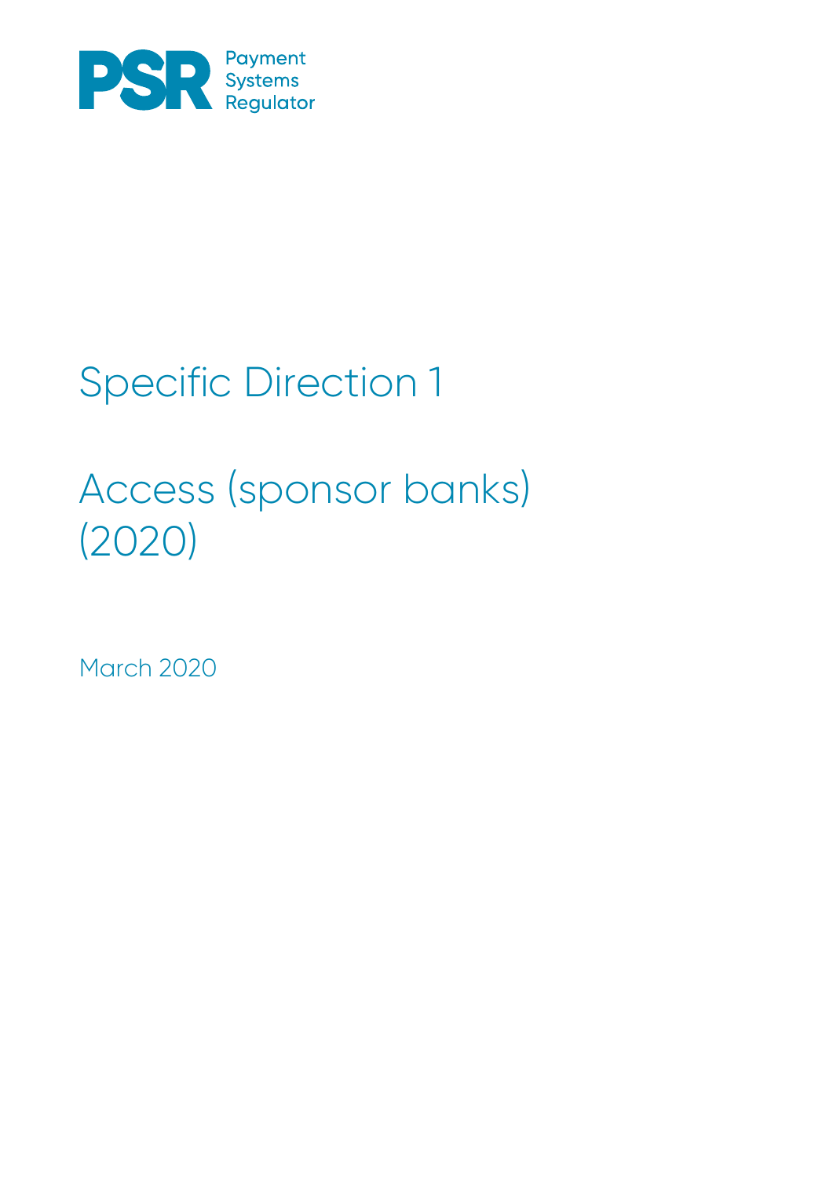Payment Systems Regulator

# Specific Direction 1

# Access (sponsor banks) (2020)

March 2020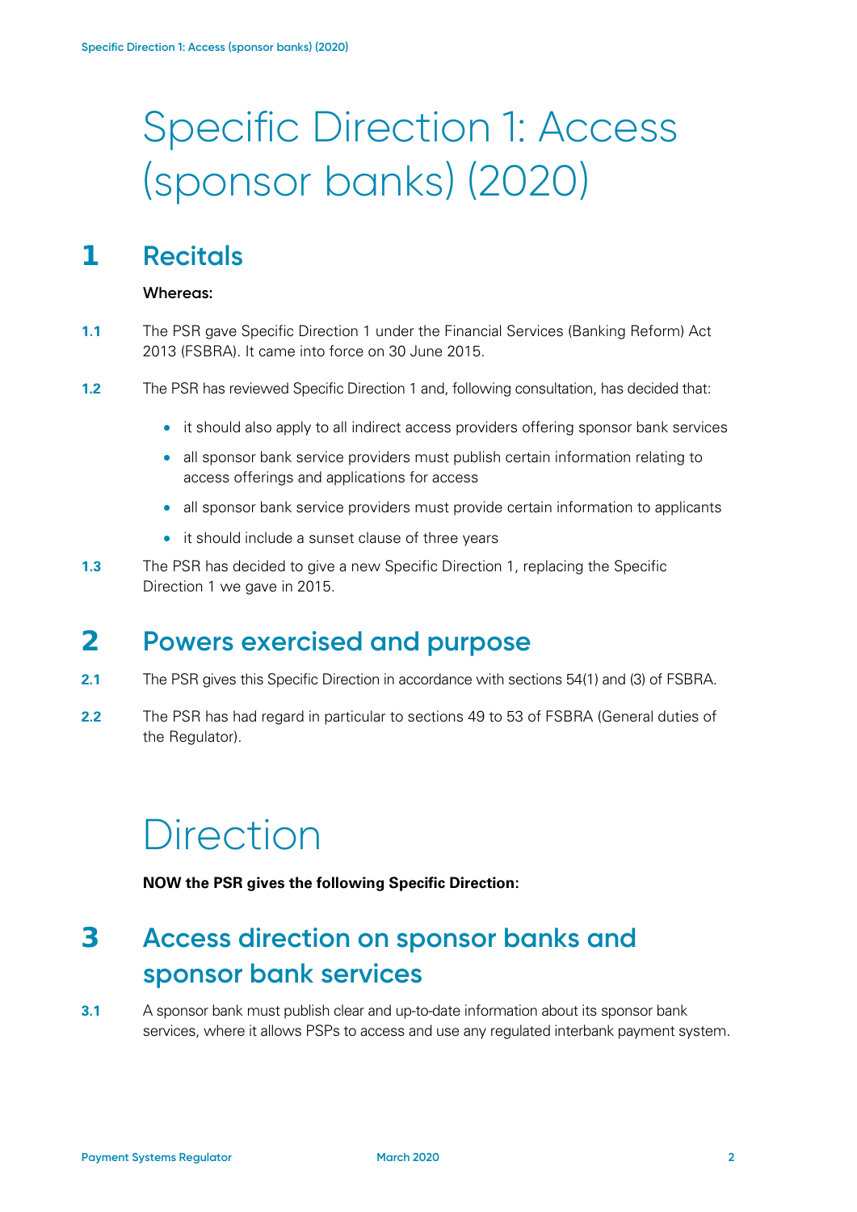# Specific Direction 1: Access (sponsor banks) (2020)

## 1 Recitals

**Whereas:**

**1.1** The PSR gave Specific Direction 1 under the Financial Services (Banking Reform) Act 2013 (FSBRA). It came into force on 30 June 2015.

**1.2** The PSR has reviewed Specific Direction 1 and, following consultation, has decided that:

- it should also apply to all indirect access providers offering sponsor bank services
- all sponsor bank service providers must publish certain information relating to access offerings and applications for access
- all sponsor bank service providers must provide certain information to applicants
- it should include a sunset clause of three years

**1.3** The PSR has decided to give a new Specific Direction 1, replacing the Specific Direction 1 we gave in 2015.

## 2 Powers exercised and purpose

**2.1** The PSR gives this Specific Direction in accordance with sections 54(1) and (3) of FSBRA.

**2.2** The PSR has had regard in particular to sections 49 to 53 of FSBRA (General duties of the Regulator).

# Direction

**NOW the PSR gives the following Specific Direction:**

## 3 Access direction on sponsor banks and sponsor bank services

**3.1** A sponsor bank must publish clear and up-to-date information about its sponsor bank services, where it allows PSPs to access and use any regulated interbank payment system.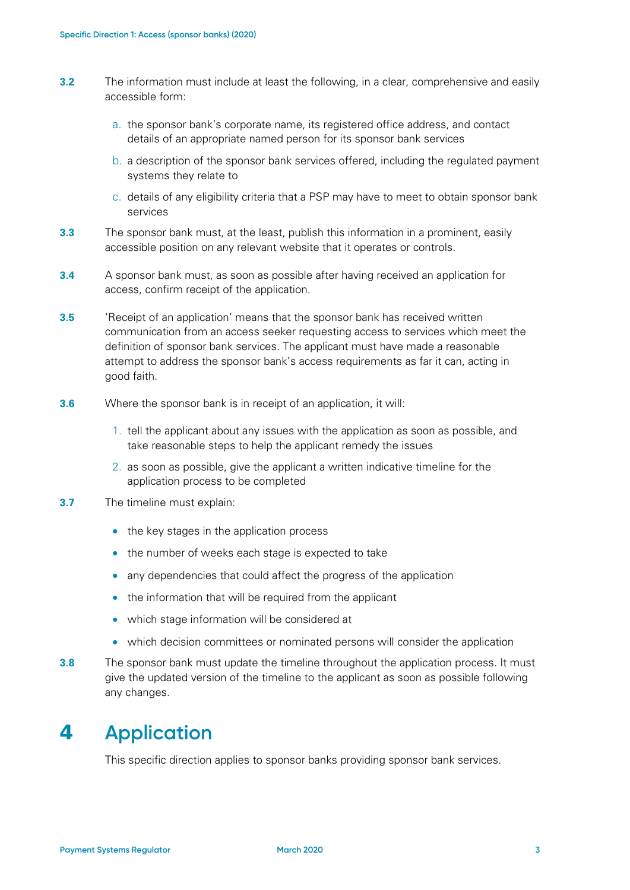**3.2** The information must include at least the following, in a clear, comprehensive and easily accessible form:

a. the sponsor bank's corporate name, its registered office address, and contact details of an appropriate named person for its sponsor bank services

b. a description of the sponsor bank services offered, including the regulated payment systems they relate to

c. details of any eligibility criteria that a PSP may have to meet to obtain sponsor bank services

**3.3** The sponsor bank must, at the least, publish this information in a prominent, easily accessible position on any relevant website that it operates or controls.

**3.4** A sponsor bank must, as soon as possible after having received an application for access, confirm receipt of the application.

**3.5** 'Receipt of an application' means that the sponsor bank has received written communication from an access seeker requesting access to services which meet the definition of sponsor bank services. The applicant must have made a reasonable attempt to address the sponsor bank's access requirements as far it can, acting in good faith.

**3.6** Where the sponsor bank is in receipt of an application, it will:

1. tell the applicant about any issues with the application as soon as possible, and take reasonable steps to help the applicant remedy the issues
2. as soon as possible, give the applicant a written indicative timeline for the application process to be completed

**3.7** The timeline must explain:

- the key stages in the application process
- the number of weeks each stage is expected to take
- any dependencies that could affect the progress of the application
- the information that will be required from the applicant
- which stage information will be considered at
- which decision committees or nominated persons will consider the application

**3.8** The sponsor bank must update the timeline throughout the application process. It must give the updated version of the timeline to the applicant as soon as possible following any changes.

# 4 Application

This specific direction applies to sponsor banks providing sponsor bank services.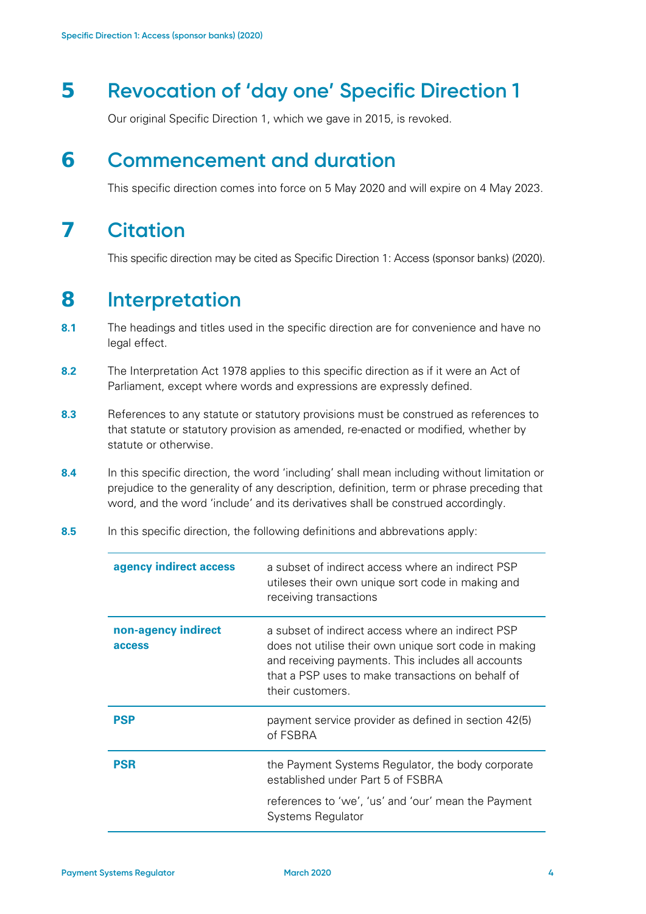## 5 Revocation of 'day one' Specific Direction 1

Our original Specific Direction 1, which we gave in 2015, is revoked.

## 6 Commencement and duration

This specific direction comes into force on 5 May 2020 and will expire on 4 May 2023.

## 7 Citation

This specific direction may be cited as Specific Direction 1: Access (sponsor banks) (2020).

## 8 Interpretation

**8.1** The headings and titles used in the specific direction are for convenience and have no legal effect.

**8.2** The Interpretation Act 1978 applies to this specific direction as if it were an Act of Parliament, except where words and expressions are expressly defined.

**8.3** References to any statute or statutory provisions must be construed as references to that statute or statutory provision as amended, re-enacted or modified, whether by statute or otherwise.

**8.4** In this specific direction, the word 'including' shall mean including without limitation or prejudice to the generality of any description, definition, term or phrase preceding that word, and the word 'include' and its derivatives shall be construed accordingly.

**8.5** In this specific direction, the following definitions and abbrevations apply:

| | |
|---|---|
| **agency indirect access** | a subset of indirect access where an indirect PSP utileses their own unique sort code in making and receiving transactions |
| **non-agency indirect access** | a subset of indirect access where an indirect PSP does not utilise their own unique sort code in making and receiving payments. This includes all accounts that a PSP uses to make transactions on behalf of their customers. |
| **PSP** | payment service provider as defined in section 42(5) of FSBRA |
| **PSR** | the Payment Systems Regulator, the body corporate established under Part 5 of FSBRA<br><br>references to 'we', 'us' and 'our' mean the Payment Systems Regulator |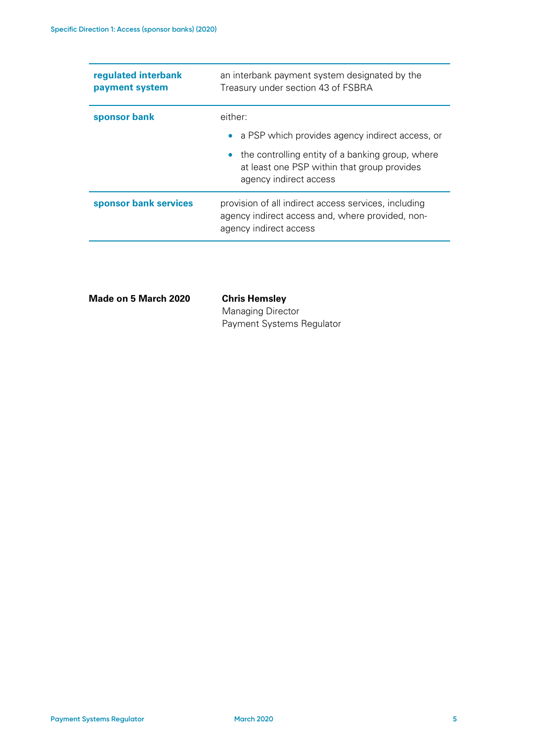| | |
|---|---|
| **regulated interbank payment system** | an interbank payment system designated by the Treasury under section 43 of FSBRA |
| **sponsor bank** | either:<br>• a PSP which provides agency indirect access, or<br>• the controlling entity of a banking group, where at least one PSP within that group provides agency indirect access |
| **sponsor bank services** | provision of all indirect access services, including agency indirect access and, where provided, non-agency indirect access |

**Made on 5 March 2020**

**Chris Hemsley**
Managing Director
Payment Systems Regulator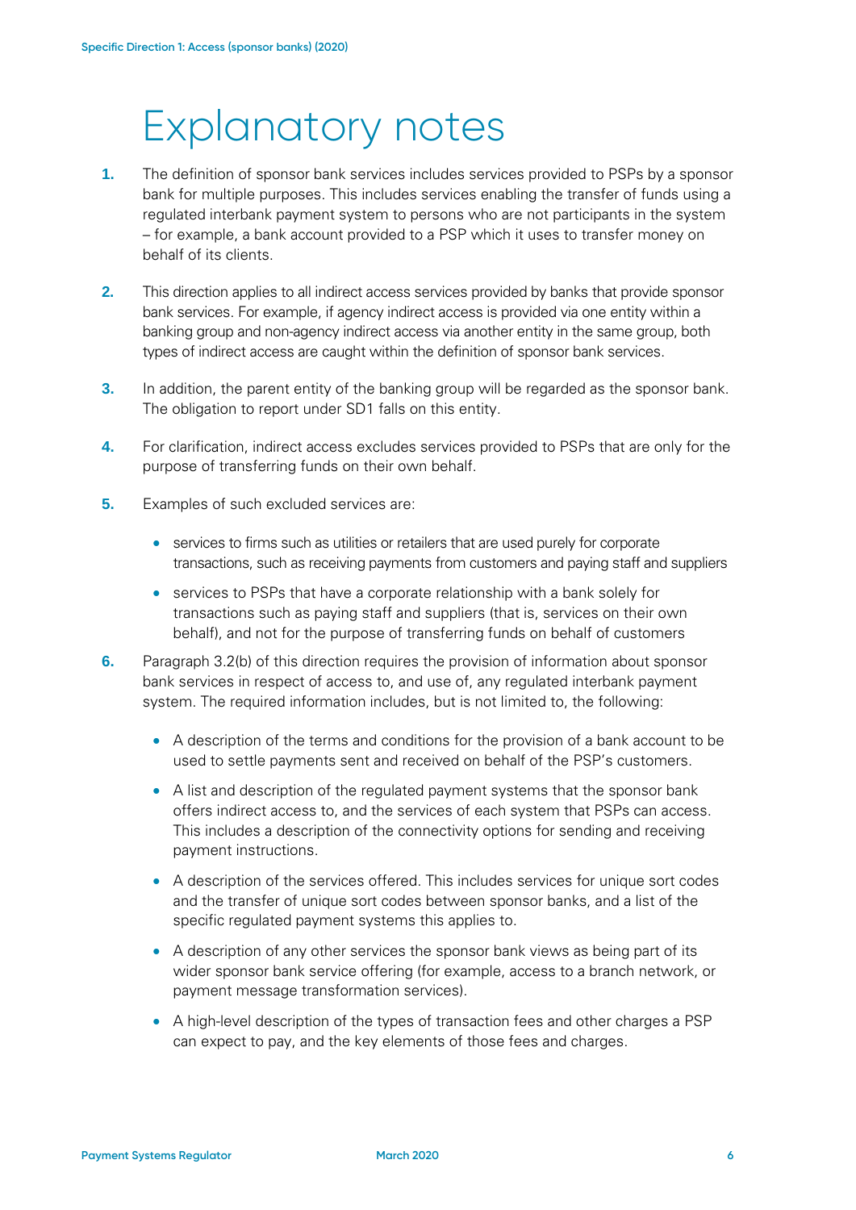# Explanatory notes

1. The definition of sponsor bank services includes services provided to PSPs by a sponsor bank for multiple purposes. This includes services enabling the transfer of funds using a regulated interbank payment system to persons who are not participants in the system – for example, a bank account provided to a PSP which it uses to transfer money on behalf of its clients.

2. This direction applies to all indirect access services provided by banks that provide sponsor bank services. For example, if agency indirect access is provided via one entity within a banking group and non-agency indirect access via another entity in the same group, both types of indirect access are caught within the definition of sponsor bank services.

3. In addition, the parent entity of the banking group will be regarded as the sponsor bank. The obligation to report under SD1 falls on this entity.

4. For clarification, indirect access excludes services provided to PSPs that are only for the purpose of transferring funds on their own behalf.

5. Examples of such excluded services are:

   - services to firms such as utilities or retailers that are used purely for corporate transactions, such as receiving payments from customers and paying staff and suppliers
   - services to PSPs that have a corporate relationship with a bank solely for transactions such as paying staff and suppliers (that is, services on their own behalf), and not for the purpose of transferring funds on behalf of customers

6. Paragraph 3.2(b) of this direction requires the provision of information about sponsor bank services in respect of access to, and use of, any regulated interbank payment system. The required information includes, but is not limited to, the following:

   - A description of the terms and conditions for the provision of a bank account to be used to settle payments sent and received on behalf of the PSP's customers.
   - A list and description of the regulated payment systems that the sponsor bank offers indirect access to, and the services of each system that PSPs can access. This includes a description of the connectivity options for sending and receiving payment instructions.
   - A description of the services offered. This includes services for unique sort codes and the transfer of unique sort codes between sponsor banks, and a list of the specific regulated payment systems this applies to.
   - A description of any other services the sponsor bank views as being part of its wider sponsor bank service offering (for example, access to a branch network, or payment message transformation services).
   - A high-level description of the types of transaction fees and other charges a PSP can expect to pay, and the key elements of those fees and charges.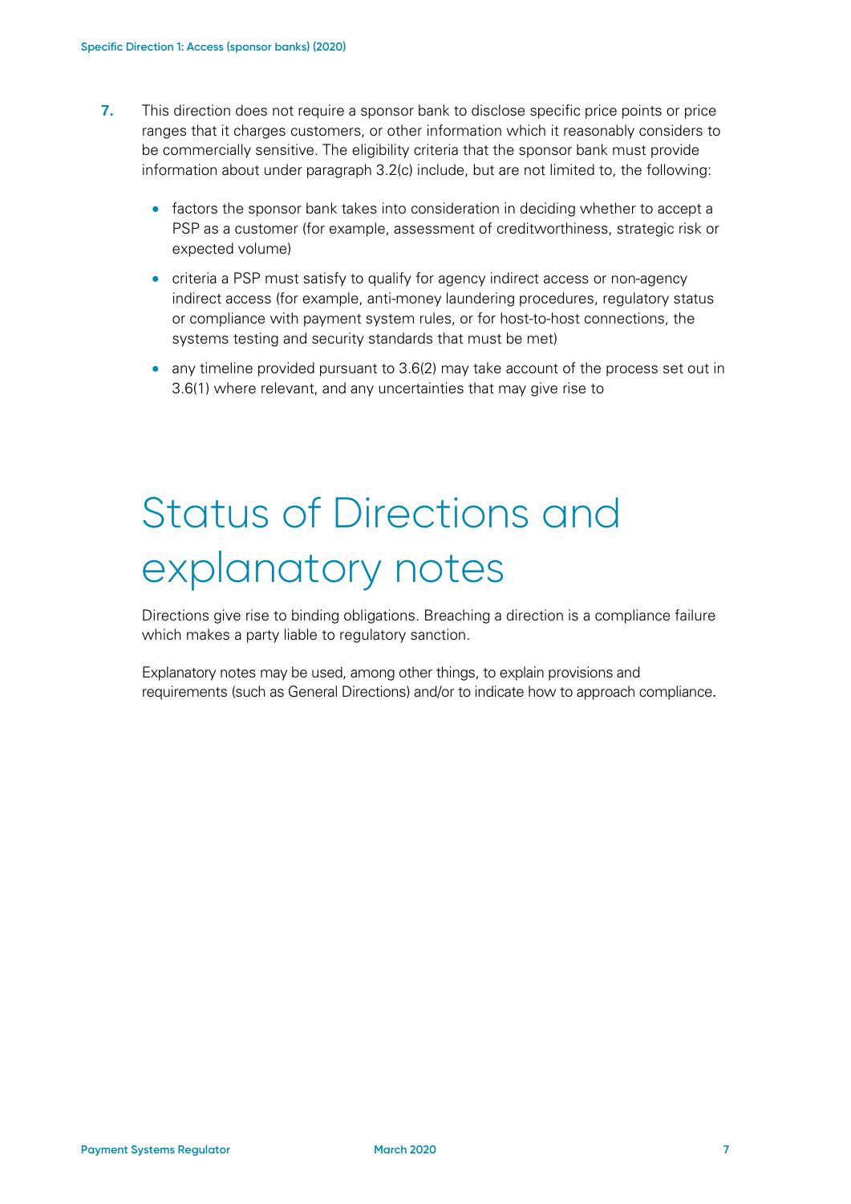7. This direction does not require a sponsor bank to disclose specific price points or price ranges that it charges customers, or other information which it reasonably considers to be commercially sensitive. The eligibility criteria that the sponsor bank must provide information about under paragraph 3.2(c) include, but are not limited to, the following:

   - factors the sponsor bank takes into consideration in deciding whether to accept a PSP as a customer (for example, assessment of creditworthiness, strategic risk or expected volume)
   - criteria a PSP must satisfy to qualify for agency indirect access or non-agency indirect access (for example, anti-money laundering procedures, regulatory status or compliance with payment system rules, or for host-to-host connections, the systems testing and security standards that must be met)
   - any timeline provided pursuant to 3.6(2) may take account of the process set out in 3.6(1) where relevant, and any uncertainties that may give rise to

# Status of Directions and explanatory notes

Directions give rise to binding obligations. Breaching a direction is a compliance failure which makes a party liable to regulatory sanction.

Explanatory notes may be used, among other things, to explain provisions and requirements (such as General Directions) and/or to indicate how to approach compliance.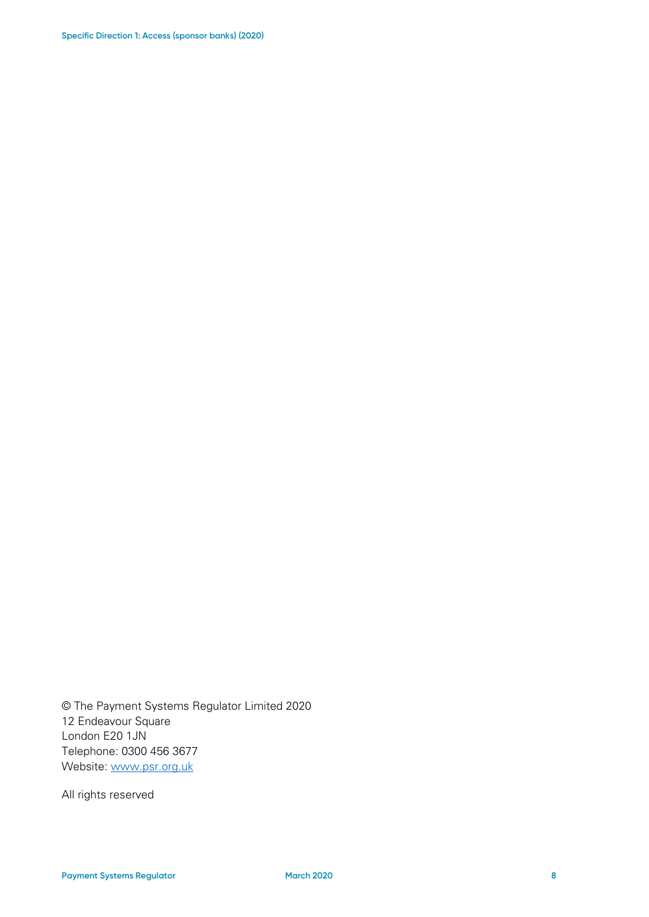© The Payment Systems Regulator Limited 2020
12 Endeavour Square
London E20 1JN
Telephone: 0300 456 3677
Website: [www.psr.org.uk](http://www.psr.org.uk)

All rights reserved